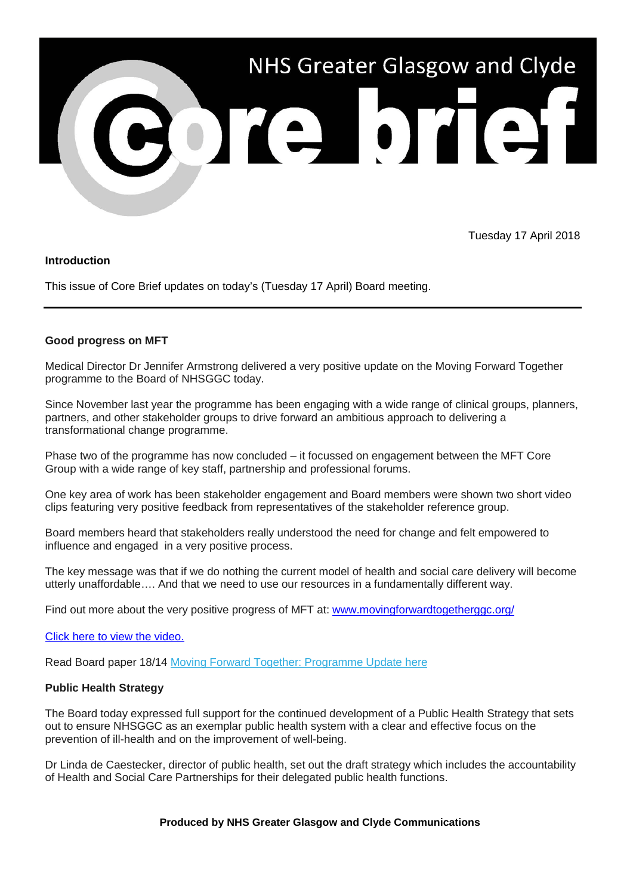# NHS Greater Glasgow and Clyde Core brief

Tuesday 17 April 2018

**Introduction**

This issue of Core Brief updates on today's (Tuesday 17 April) Board meeting.

---

## Good progress on MFT

Medical Director Dr Jennifer Armstrong delivered a very positive update on the Moving Forward Together programme to the Board of NHSGGC today.

Since November last year the programme has been engaging with a wide range of clinical groups, planners, partners, and other stakeholder groups to drive forward an ambitious approach to delivering a transformational change programme.

Phase two of the programme has now concluded – it focussed on engagement between the MFT Core Group with a wide range of key staff, partnership and professional forums.

One key area of work has been stakeholder engagement and Board members were shown two short video clips featuring very positive feedback from representatives of the stakeholder reference group.

Board members heard that stakeholders really understood the need for change and felt empowered to influence and engaged in a very positive process.

The key message was that if we do nothing the current model of health and social care delivery will become utterly unaffordable…. And that we need to use our resources in a fundamentally different way.

Find out more about the very positive progress of MFT at: www.movingforwardtogetherggc.org/

Click here to view the video.

Read Board paper 18/14 Moving Forward Together: Programme Update here

## Public Health Strategy

The Board today expressed full support for the continued development of a Public Health Strategy that sets out to ensure NHSGGC as an exemplar public health system with a clear and effective focus on the prevention of ill-health and on the improvement of well-being.

Dr Linda de Caestecker, director of public health, set out the draft strategy which includes the accountability of Health and Social Care Partnerships for their delegated public health functions.

**Produced by NHS Greater Glasgow and Clyde Communications**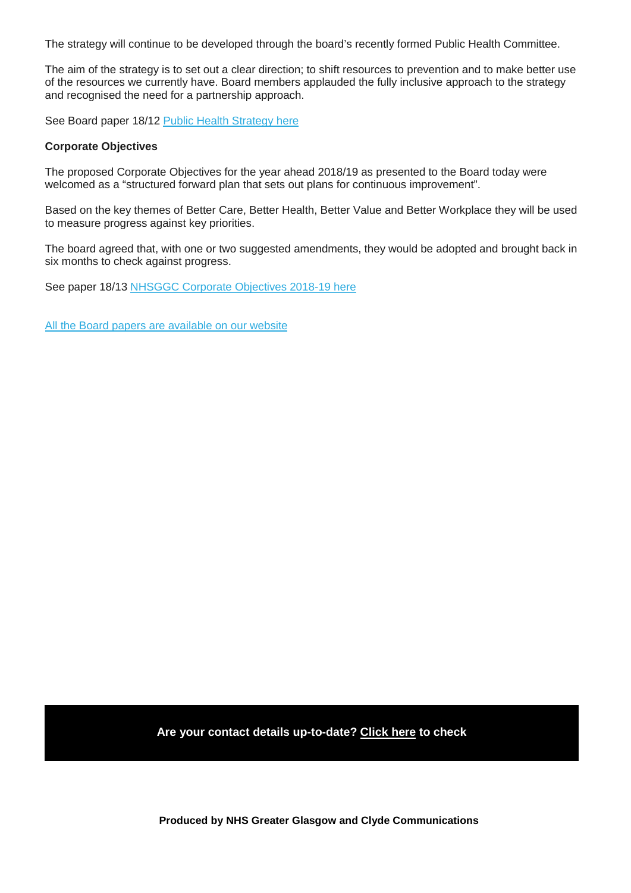The strategy will continue to be developed through the board's recently formed Public Health Committee.

The aim of the strategy is to set out a clear direction; to shift resources to prevention and to make better use of the resources we currently have. Board members applauded the fully inclusive approach to the strategy and recognised the need for a partnership approach.

See Board paper 18/12 Public Health Strategy here

**Corporate Objectives**

The proposed Corporate Objectives for the year ahead 2018/19 as presented to the Board today were welcomed as a "structured forward plan that sets out plans for continuous improvement".

Based on the key themes of Better Care, Better Health, Better Value and Better Workplace they will be used to measure progress against key priorities.

The board agreed that, with one or two suggested amendments, they would be adopted and brought back in six months to check against progress.

See paper 18/13 NHSGGC Corporate Objectives 2018-19 here

All the Board papers are available on our website

**Are your contact details up-to-date? Click here to check**

**Produced by NHS Greater Glasgow and Clyde Communications**